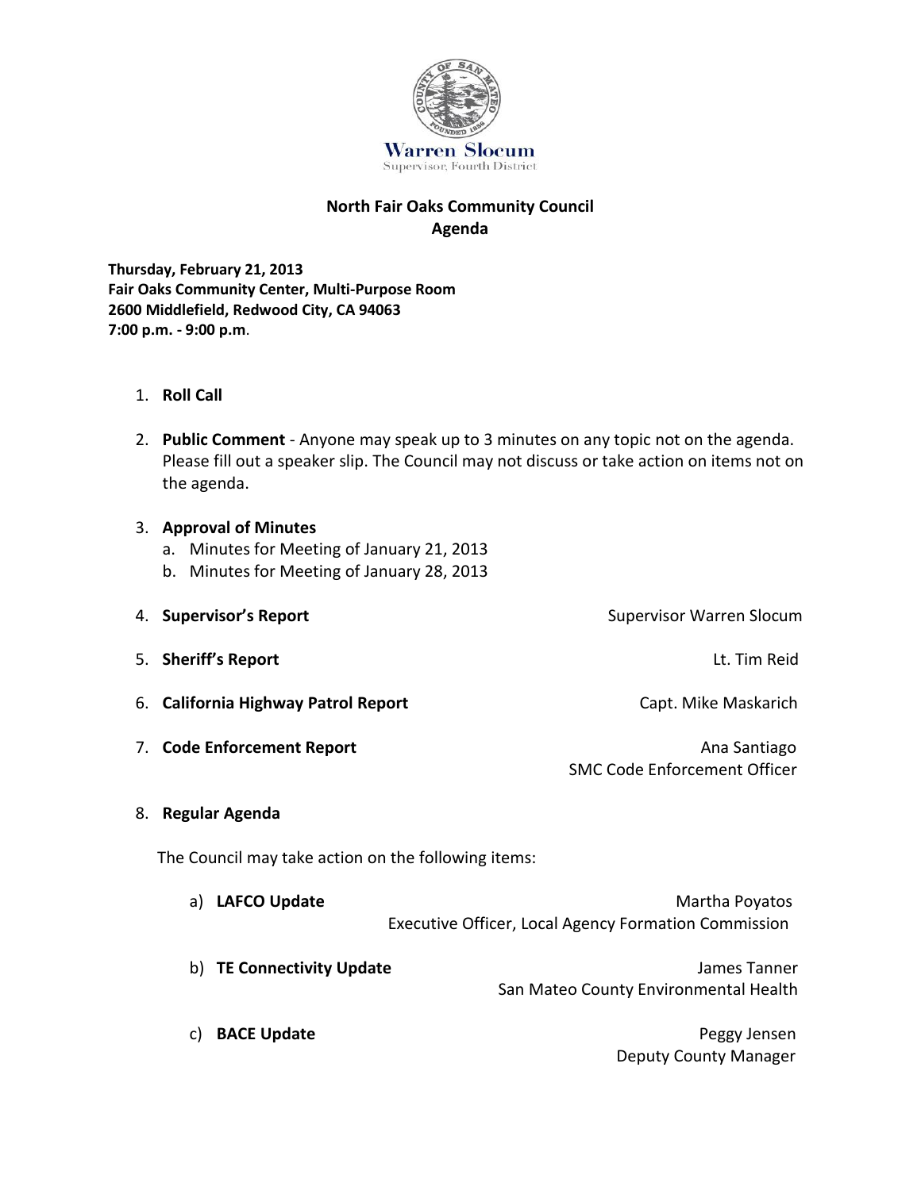Warren Slocum
Supervisor, Fourth District

# North Fair Oaks Community Council
## Agenda

**Thursday, February 21, 2013**
**Fair Oaks Community Center, Multi-Purpose Room**
**2600 Middlefield, Redwood City, CA 94063**
**7:00 p.m. - 9:00 p.m**.

1. **Roll Call**

2. **Public Comment** - Anyone may speak up to 3 minutes on any topic not on the agenda. Please fill out a speaker slip. The Council may not discuss or take action on items not on the agenda.

3. **Approval of Minutes**
   a. Minutes for Meeting of January 21, 2013
   b. Minutes for Meeting of January 28, 2013

4. **Supervisor's Report** — Supervisor Warren Slocum

5. **Sheriff's Report** — Lt. Tim Reid

6. **California Highway Patrol Report** — Capt. Mike Maskarich

7. **Code Enforcement Report** — Ana Santiago, SMC Code Enforcement Officer

8. **Regular Agenda**

   The Council may take action on the following items:

   a) **LAFCO Update** — Martha Poyatos, Executive Officer, Local Agency Formation Commission

   b) **TE Connectivity Update** — James Tanner, San Mateo County Environmental Health

   c) **BACE Update** — Peggy Jensen, Deputy County Manager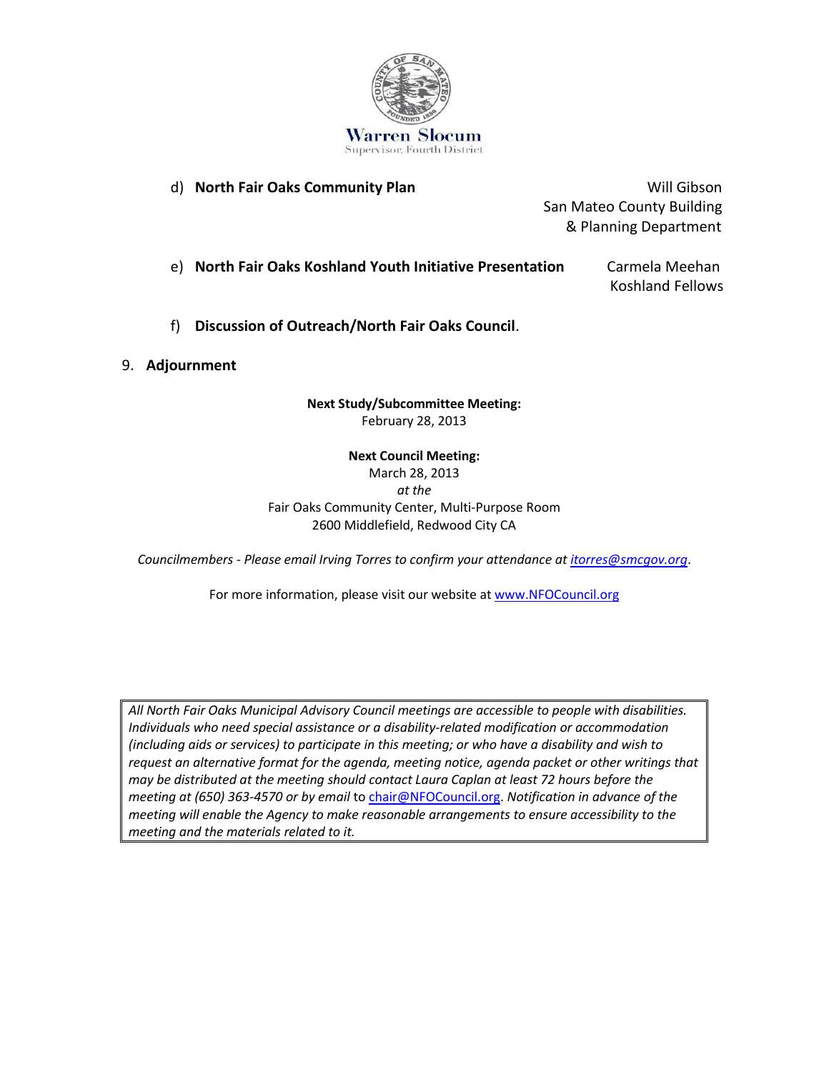Warren Slocum
Supervisor, Fourth District

d) **North Fair Oaks Community Plan** — Will Gibson, San Mateo County Building & Planning Department

e) **North Fair Oaks Koshland Youth Initiative Presentation** — Carmela Meehan, Koshland Fellows

f) **Discussion of Outreach/North Fair Oaks Council**.

9. **Adjournment**

**Next Study/Subcommittee Meeting:**
February 28, 2013

**Next Council Meeting:**
March 28, 2013
*at the*
Fair Oaks Community Center, Multi-Purpose Room
2600 Middlefield, Redwood City CA

*Councilmembers - Please email Irving Torres to confirm your attendance at itorres@smcgov.org.*

For more information, please visit our website at www.NFOCouncil.org

*All North Fair Oaks Municipal Advisory Council meetings are accessible to people with disabilities. Individuals who need special assistance or a disability-related modification or accommodation (including aids or services) to participate in this meeting; or who have a disability and wish to request an alternative format for the agenda, meeting notice, agenda packet or other writings that may be distributed at the meeting should contact Laura Caplan at least 72 hours before the meeting at (650) 363-4570 or by email* to chair@NFOCouncil.org. *Notification in advance of the meeting will enable the Agency to make reasonable arrangements to ensure accessibility to the meeting and the materials related to it.*